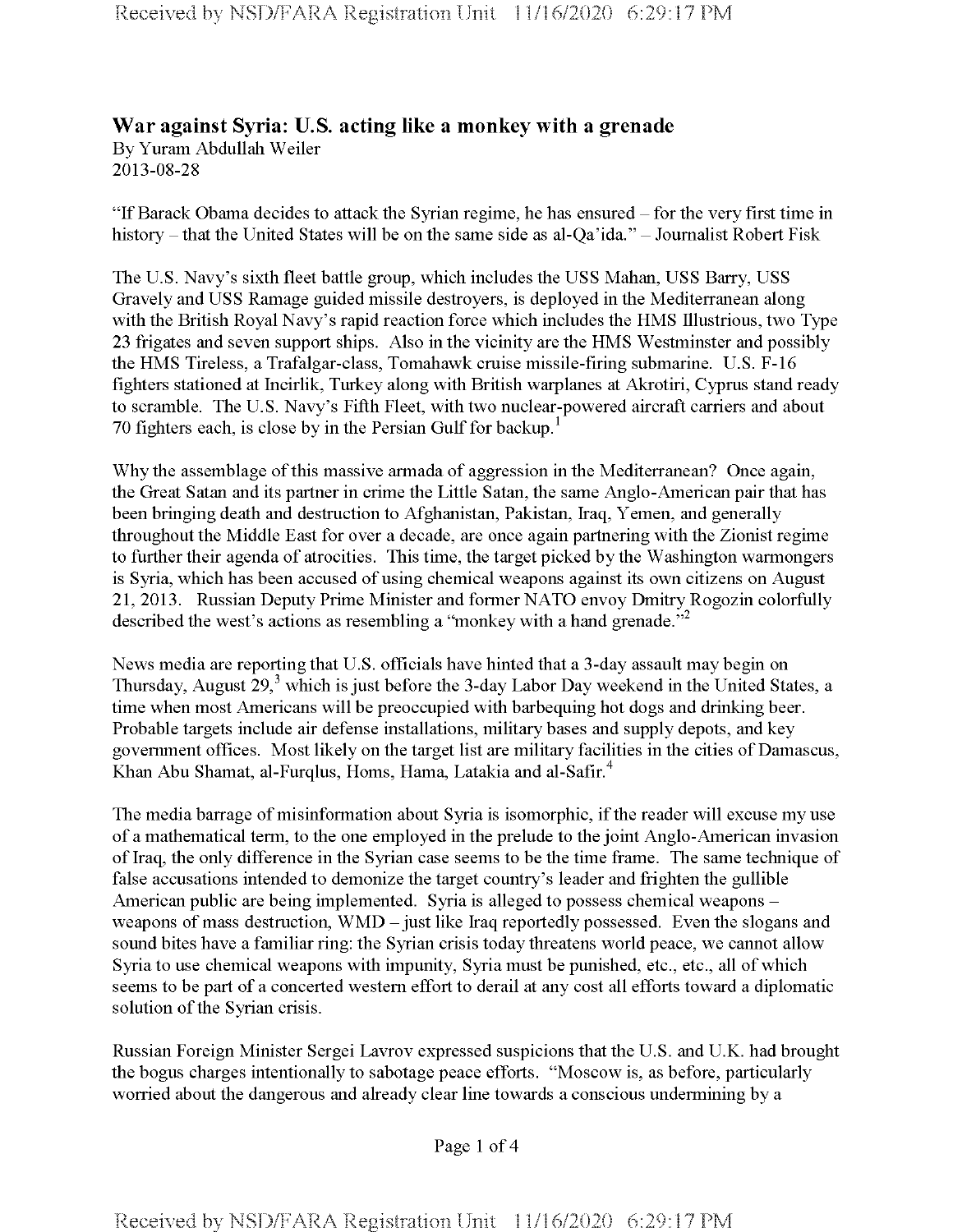## War against Syria: U.S. acting like a monkey with a grenade

By Yuram Abdullah Weiler
2013-08-28

"If Barack Obama decides to attack the Syrian regime, he has ensured – for the very first time in history – that the United States will be on the same side as al-Qa'ida." – Journalist Robert Fisk

The U.S. Navy's sixth fleet battle group, which includes the USS Mahan, USS Barry, USS Gravely and USS Ramage guided missile destroyers, is deployed in the Mediterranean along with the British Royal Navy's rapid reaction force which includes the HMS Illustrious, two Type 23 frigates and seven support ships. Also in the vicinity are the HMS Westminster and possibly the HMS Tireless, a Trafalgar-class, Tomahawk cruise missile-firing submarine. U.S. F-16 fighters stationed at Incirlik, Turkey along with British warplanes at Akrotiri, Cyprus stand ready to scramble. The U.S. Navy's Fifth Fleet, with two nuclear-powered aircraft carriers and about 70 fighters each, is close by in the Persian Gulf for backup.[1]

Why the assemblage of this massive armada of aggression in the Mediterranean? Once again, the Great Satan and its partner in crime the Little Satan, the same Anglo-American pair that has been bringing death and destruction to Afghanistan, Pakistan, Iraq, Yemen, and generally throughout the Middle East for over a decade, are once again partnering with the Zionist regime to further their agenda of atrocities. This time, the target picked by the Washington warmongers is Syria, which has been accused of using chemical weapons against its own citizens on August 21, 2013. Russian Deputy Prime Minister and former NATO envoy Dmitry Rogozin colorfully described the west's actions as resembling a "monkey with a hand grenade."[2]

News media are reporting that U.S. officials have hinted that a 3-day assault may begin on Thursday, August 29,[3] which is just before the 3-day Labor Day weekend in the United States, a time when most Americans will be preoccupied with barbequing hot dogs and drinking beer. Probable targets include air defense installations, military bases and supply depots, and key government offices. Most likely on the target list are military facilities in the cities of Damascus, Khan Abu Shamat, al-Furqlus, Homs, Hama, Latakia and al-Safir.[4]

The media barrage of misinformation about Syria is isomorphic, if the reader will excuse my use of a mathematical term, to the one employed in the prelude to the joint Anglo-American invasion of Iraq, the only difference in the Syrian case seems to be the time frame. The same technique of false accusations intended to demonize the target country's leader and frighten the gullible American public are being implemented. Syria is alleged to possess chemical weapons – weapons of mass destruction, WMD – just like Iraq reportedly possessed. Even the slogans and sound bites have a familiar ring: the Syrian crisis today threatens world peace, we cannot allow Syria to use chemical weapons with impunity, Syria must be punished, etc., etc., all of which seems to be part of a concerted western effort to derail at any cost all efforts toward a diplomatic solution of the Syrian crisis.

Russian Foreign Minister Sergei Lavrov expressed suspicions that the U.S. and U.K. had brought the bogus charges intentionally to sabotage peace efforts. "Moscow is, as before, particularly worried about the dangerous and already clear line towards a conscious undermining by a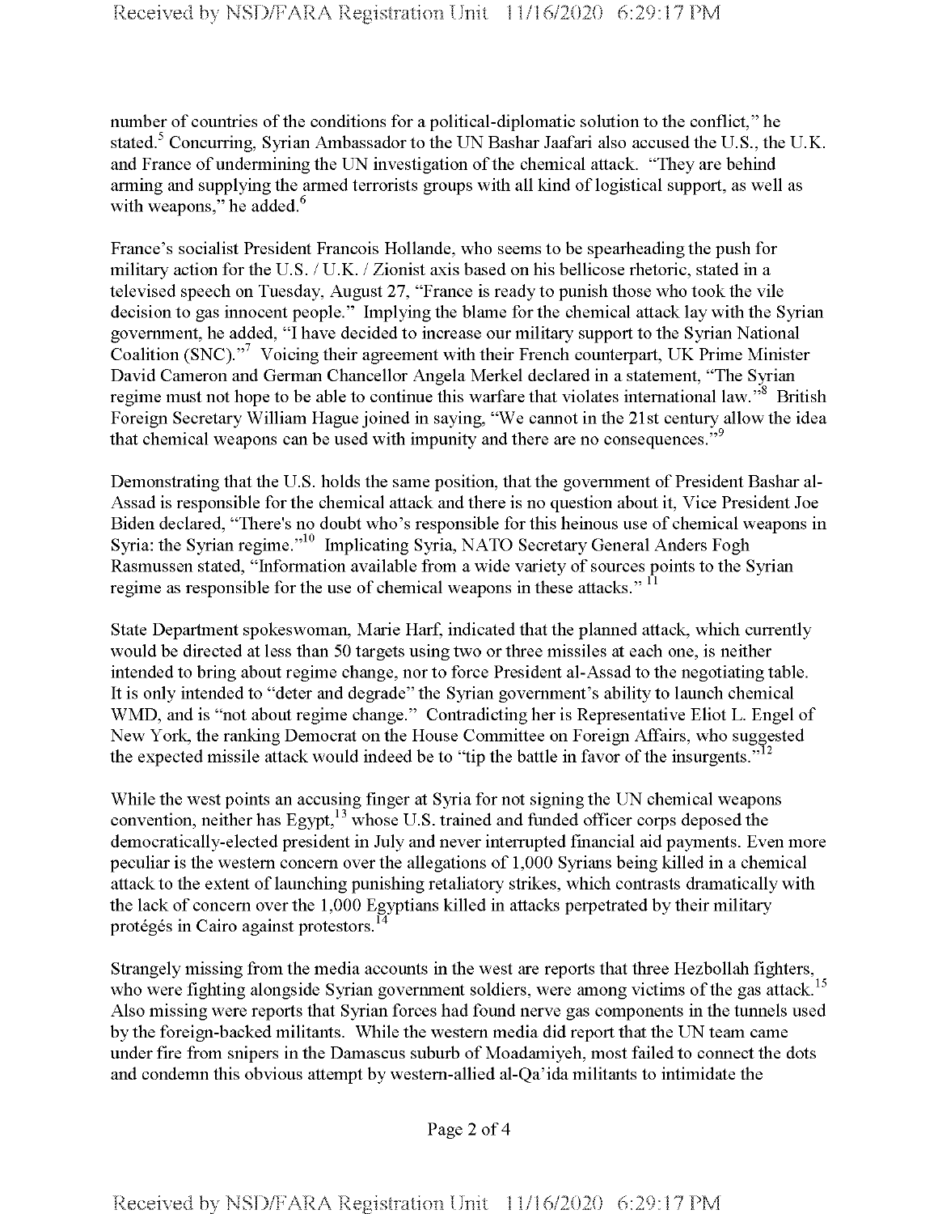number of countries of the conditions for a political-diplomatic solution to the conflict," he stated.[5] Concurring, Syrian Ambassador to the UN Bashar Jaafari also accused the U.S., the U.K. and France of undermining the UN investigation of the chemical attack. "They are behind arming and supplying the armed terrorists groups with all kind of logistical support, as well as with weapons," he added.[6]

France's socialist President Francois Hollande, who seems to be spearheading the push for military action for the U.S. / U.K. / Zionist axis based on his bellicose rhetoric, stated in a televised speech on Tuesday, August 27, "France is ready to punish those who took the vile decision to gas innocent people." Implying the blame for the chemical attack lay with the Syrian government, he added, "I have decided to increase our military support to the Syrian National Coalition (SNC)."[7] Voicing their agreement with their French counterpart, UK Prime Minister David Cameron and German Chancellor Angela Merkel declared in a statement, "The Syrian regime must not hope to be able to continue this warfare that violates international law."[8] British Foreign Secretary William Hague joined in saying, "We cannot in the 21st century allow the idea that chemical weapons can be used with impunity and there are no consequences."[9]

Demonstrating that the U.S. holds the same position, that the government of President Bashar al-Assad is responsible for the chemical attack and there is no question about it, Vice President Joe Biden declared, "There's no doubt who's responsible for this heinous use of chemical weapons in Syria: the Syrian regime."[10] Implicating Syria, NATO Secretary General Anders Fogh Rasmussen stated, "Information available from a wide variety of sources points to the Syrian regime as responsible for the use of chemical weapons in these attacks."[11]

State Department spokeswoman, Marie Harf, indicated that the planned attack, which currently would be directed at less than 50 targets using two or three missiles at each one, is neither intended to bring about regime change, nor to force President al-Assad to the negotiating table. It is only intended to "deter and degrade" the Syrian government's ability to launch chemical WMD, and is "not about regime change." Contradicting her is Representative Eliot L. Engel of New York, the ranking Democrat on the House Committee on Foreign Affairs, who suggested the expected missile attack would indeed be to "tip the battle in favor of the insurgents."[12]

While the west points an accusing finger at Syria for not signing the UN chemical weapons convention, neither has Egypt,[13] whose U.S. trained and funded officer corps deposed the democratically-elected president in July and never interrupted financial aid payments. Even more peculiar is the western concern over the allegations of 1,000 Syrians being killed in a chemical attack to the extent of launching punishing retaliatory strikes, which contrasts dramatically with the lack of concern over the 1,000 Egyptians killed in attacks perpetrated by their military protégés in Cairo against protestors.[14]

Strangely missing from the media accounts in the west are reports that three Hezbollah fighters, who were fighting alongside Syrian government soldiers, were among victims of the gas attack.[15] Also missing were reports that Syrian forces had found nerve gas components in the tunnels used by the foreign-backed militants. While the western media did report that the UN team came under fire from snipers in the Damascus suburb of Moadamiyeh, most failed to connect the dots and condemn this obvious attempt by western-allied al-Qa'ida militants to intimidate the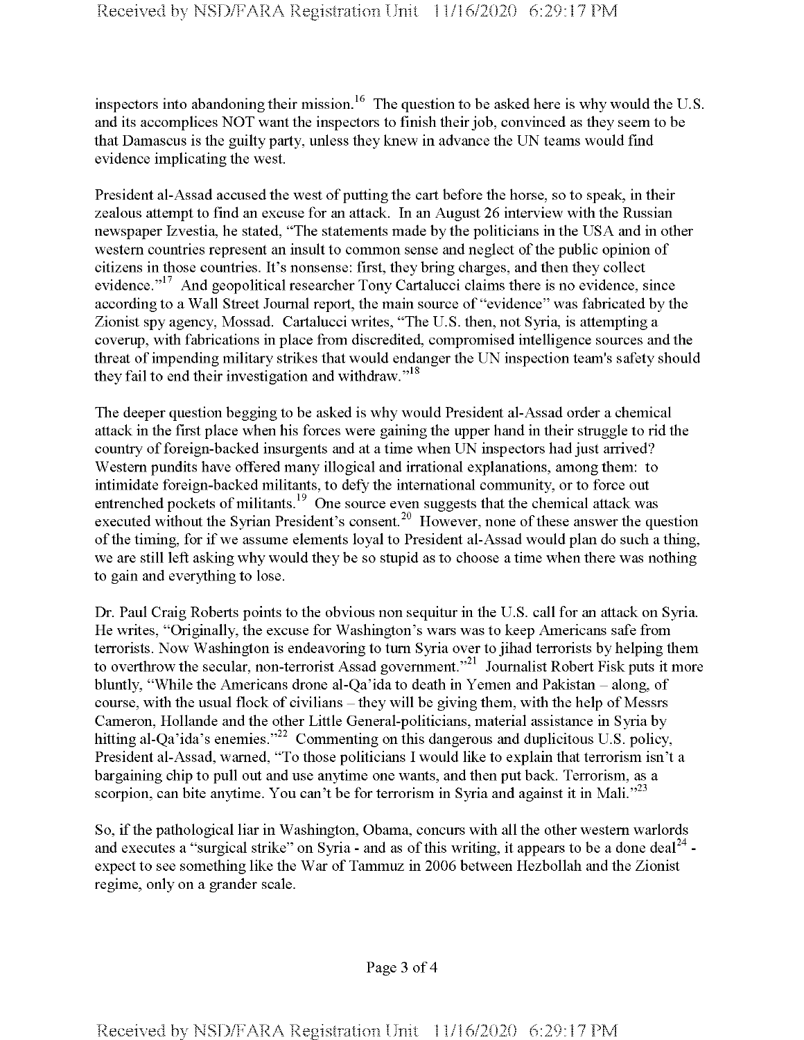inspectors into abandoning their mission.[16] The question to be asked here is why would the U.S. and its accomplices NOT want the inspectors to finish their job, convinced as they seem to be that Damascus is the guilty party, unless they knew in advance the UN teams would find evidence implicating the west.

President al-Assad accused the west of putting the cart before the horse, so to speak, in their zealous attempt to find an excuse for an attack. In an August 26 interview with the Russian newspaper Izvestia, he stated, "The statements made by the politicians in the USA and in other western countries represent an insult to common sense and neglect of the public opinion of citizens in those countries. It's nonsense: first, they bring charges, and then they collect evidence."[17] And geopolitical researcher Tony Cartalucci claims there is no evidence, since according to a Wall Street Journal report, the main source of "evidence" was fabricated by the Zionist spy agency, Mossad. Cartalucci writes, "The U.S. then, not Syria, is attempting a coverup, with fabrications in place from discredited, compromised intelligence sources and the threat of impending military strikes that would endanger the UN inspection team's safety should they fail to end their investigation and withdraw."[18]

The deeper question begging to be asked is why would President al-Assad order a chemical attack in the first place when his forces were gaining the upper hand in their struggle to rid the country of foreign-backed insurgents and at a time when UN inspectors had just arrived? Western pundits have offered many illogical and irrational explanations, among them: to intimidate foreign-backed militants, to defy the international community, or to force out entrenched pockets of militants.[19] One source even suggests that the chemical attack was executed without the Syrian President's consent.[20] However, none of these answer the question of the timing, for if we assume elements loyal to President al-Assad would plan do such a thing, we are still left asking why would they be so stupid as to choose a time when there was nothing to gain and everything to lose.

Dr. Paul Craig Roberts points to the obvious non sequitur in the U.S. call for an attack on Syria. He writes, "Originally, the excuse for Washington's wars was to keep Americans safe from terrorists. Now Washington is endeavoring to turn Syria over to jihad terrorists by helping them to overthrow the secular, non-terrorist Assad government."[21] Journalist Robert Fisk puts it more bluntly, "While the Americans drone al-Qa'ida to death in Yemen and Pakistan – along, of course, with the usual flock of civilians – they will be giving them, with the help of Messrs Cameron, Hollande and the other Little General-politicians, material assistance in Syria by hitting al-Qa'ida's enemies."[22] Commenting on this dangerous and duplicitous U.S. policy, President al-Assad, warned, "To those politicians I would like to explain that terrorism isn't a bargaining chip to pull out and use anytime one wants, and then put back. Terrorism, as a scorpion, can bite anytime. You can't be for terrorism in Syria and against it in Mali."[23]

So, if the pathological liar in Washington, Obama, concurs with all the other western warlords and executes a "surgical strike" on Syria - and as of this writing, it appears to be a done deal[24] - expect to see something like the War of Tammuz in 2006 between Hezbollah and the Zionist regime, only on a grander scale.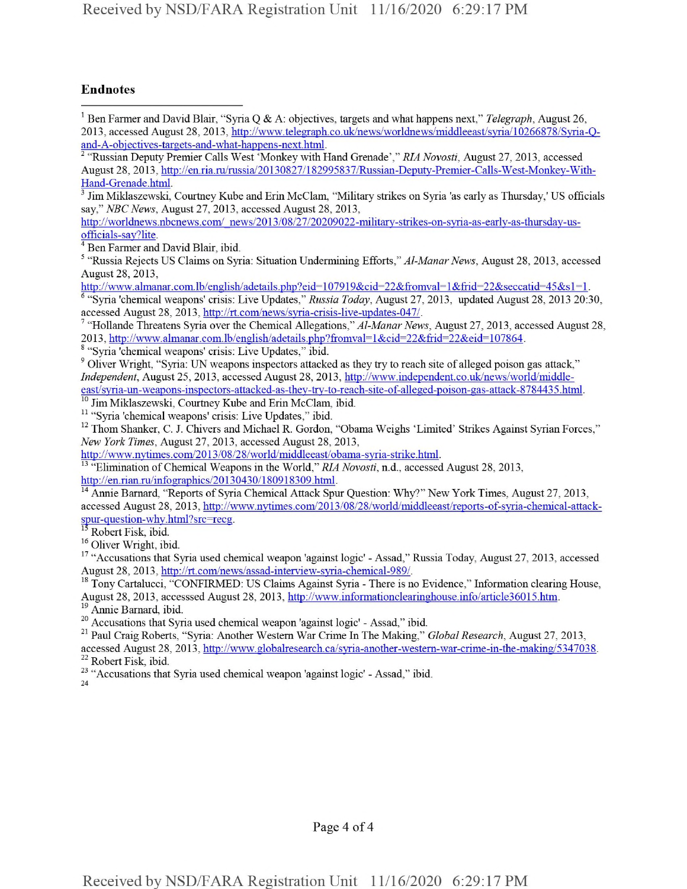## Endnotes

[1] Ben Farmer and David Blair, "Syria Q & A: objectives, targets and what happens next," *Telegraph*, August 26, 2013, accessed August 28, 2013, http://www.telegraph.co.uk/news/worldnews/middleeast/syria/10266878/Syria-Q-and-A-objectives-targets-and-what-happens-next.html.

[2] "Russian Deputy Premier Calls West 'Monkey with Hand Grenade'," *RIA Novosti*, August 27, 2013, accessed August 28, 2013, http://en.ria.ru/russia/20130827/182995837/Russian-Deputy-Premier-Calls-West-Monkey-With-Hand-Grenade.html.

[3] Jim Miklaszewski, Courtney Kube and Erin McClam, "Military strikes on Syria 'as early as Thursday,' US officials say," *NBC News*, August 27, 2013, accessed August 28, 2013, http://worldnews.nbcnews.com/_news/2013/08/27/20209022-military-strikes-on-syria-as-early-as-thursday-us-officials-say?lite.

[4] Ben Farmer and David Blair, ibid.

[5] "Russia Rejects US Claims on Syria: Situation Undermining Efforts," *Al-Manar News*, August 28, 2013, accessed August 28, 2013, http://www.almanar.com.lb/english/adetails.php?eid=107919&cid=22&fromval=1&frid=22&seccatid=45&s1=1.

[6] "Syria 'chemical weapons' crisis: Live Updates," *Russia Today*, August 27, 2013, updated August 28, 2013 20:30, accessed August 28, 2013, http://rt.com/news/syria-crisis-live-updates-047/.

[7] "Hollande Threatens Syria over the Chemical Allegations," *Al-Manar News*, August 27, 2013, accessed August 28, 2013, http://www.almanar.com.lb/english/adetails.php?fromval=1&cid=22&frid=22&eid=107864.

[8] "Syria 'chemical weapons' crisis: Live Updates," ibid.

[9] Oliver Wright, "Syria: UN weapons inspectors attacked as they try to reach site of alleged poison gas attack," *Independent*, August 25, 2013, accessed August 28, 2013, http://www.independent.co.uk/news/world/middle-east/syria-un-weapons-inspectors-attacked-as-they-try-to-reach-site-of-alleged-poison-gas-attack-8784435.html.

[10] Jim Miklaszewski, Courtney Kube and Erin McClam, ibid.

[11] "Syria 'chemical weapons' crisis: Live Updates," ibid.

[12] Thom Shanker, C. J. Chivers and Michael R. Gordon, "Obama Weighs 'Limited' Strikes Against Syrian Forces," *New York Times*, August 27, 2013, accessed August 28, 2013, http://www.nytimes.com/2013/08/28/world/middleeast/obama-syria-strike.html.

[13] "Elimination of Chemical Weapons in the World," *RIA Novosti*, n.d., accessed August 28, 2013, http://en.rian.ru/infographics/20130430/180918309.html.

[14] Annie Barnard, "Reports of Syria Chemical Attack Spur Question: Why?" New York Times, August 27, 2013, accessed August 28, 2013, http://www.nytimes.com/2013/08/28/world/middleeast/reports-of-syria-chemical-attack-spur-question-why.html?src=recg.

[15] Robert Fisk, ibid.

[16] Oliver Wright, ibid.

[17] "Accusations that Syria used chemical weapon 'against logic' - Assad," Russia Today, August 27, 2013, accessed August 28, 2013, http://rt.com/news/assad-interview-syria-chemical-989/.

[18] Tony Cartalucci, "CONFIRMED: US Claims Against Syria - There is no Evidence," Information clearing House, August 28, 2013, accesssed August 28, 2013, http://www.informationclearinghouse.info/article36015.htm.

[19] Annie Barnard, ibid.

[20] Accusations that Syria used chemical weapon 'against logic' - Assad," ibid.

[21] Paul Craig Roberts, "Syria: Another Western War Crime In The Making," *Global Research*, August 27, 2013, accessed August 28, 2013, http://www.globalresearch.ca/syria-another-western-war-crime-in-the-making/5347038.

[22] Robert Fisk, ibid.

[23] "Accusations that Syria used chemical weapon 'against logic' - Assad," ibid.

[24]